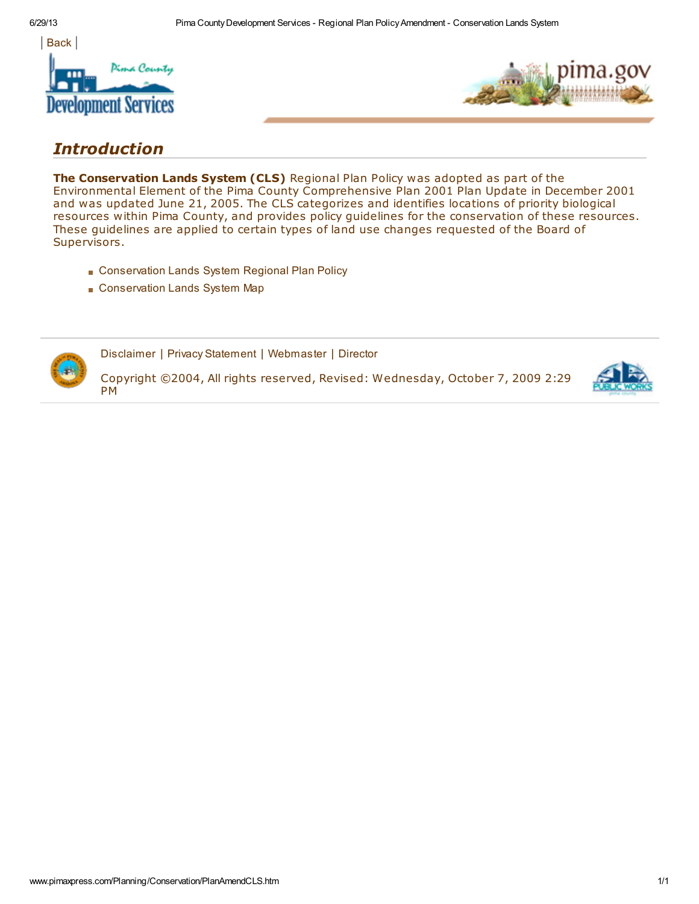| Back |

# *Introduction*

**The Conservation Lands System (CLS)** Regional Plan Policy was adopted as part of the Environmental Element of the Pima County Comprehensive Plan 2001 Plan Update in December 2001 and was updated June 21, 2005. The CLS categorizes and identifies locations of priority biological resources within Pima County, and provides policy guidelines for the conservation of these resources. These guidelines are applied to certain types of land use changes requested of the Board of Supervisors.

- Conservation Lands System Regional Plan Policy
- Conservation Lands System Map

Disclaimer | Privacy Statement | Webmaster | Director

Copyright ©2004, All rights reserved, Revised: Wednesday, October 7, 2009 2:29 PM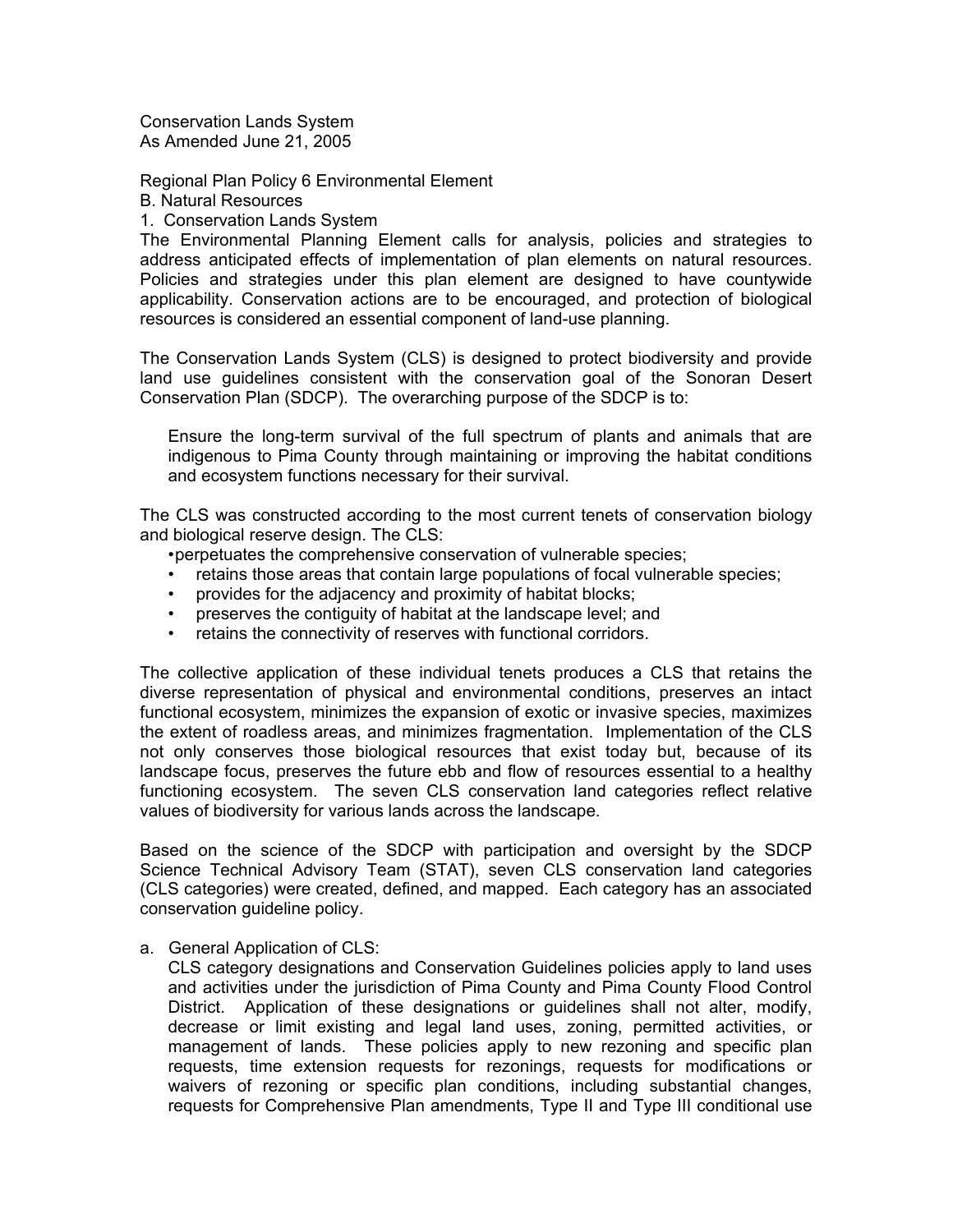Conservation Lands System
As Amended June 21, 2005

Regional Plan Policy 6 Environmental Element
B. Natural Resources
1. Conservation Lands System

The Environmental Planning Element calls for analysis, policies and strategies to address anticipated effects of implementation of plan elements on natural resources. Policies and strategies under this plan element are designed to have countywide applicability. Conservation actions are to be encouraged, and protection of biological resources is considered an essential component of land-use planning.

The Conservation Lands System (CLS) is designed to protect biodiversity and provide land use guidelines consistent with the conservation goal of the Sonoran Desert Conservation Plan (SDCP). The overarching purpose of the SDCP is to:

> Ensure the long-term survival of the full spectrum of plants and animals that are indigenous to Pima County through maintaining or improving the habitat conditions and ecosystem functions necessary for their survival.

The CLS was constructed according to the most current tenets of conservation biology and biological reserve design. The CLS:

- perpetuates the comprehensive conservation of vulnerable species;
- retains those areas that contain large populations of focal vulnerable species;
- provides for the adjacency and proximity of habitat blocks;
- preserves the contiguity of habitat at the landscape level; and
- retains the connectivity of reserves with functional corridors.

The collective application of these individual tenets produces a CLS that retains the diverse representation of physical and environmental conditions, preserves an intact functional ecosystem, minimizes the expansion of exotic or invasive species, maximizes the extent of roadless areas, and minimizes fragmentation. Implementation of the CLS not only conserves those biological resources that exist today but, because of its landscape focus, preserves the future ebb and flow of resources essential to a healthy functioning ecosystem. The seven CLS conservation land categories reflect relative values of biodiversity for various lands across the landscape.

Based on the science of the SDCP with participation and oversight by the SDCP Science Technical Advisory Team (STAT), seven CLS conservation land categories (CLS categories) were created, defined, and mapped. Each category has an associated conservation guideline policy.

a. General Application of CLS:
CLS category designations and Conservation Guidelines policies apply to land uses and activities under the jurisdiction of Pima County and Pima County Flood Control District. Application of these designations or guidelines shall not alter, modify, decrease or limit existing and legal land uses, zoning, permitted activities, or management of lands. These policies apply to new rezoning and specific plan requests, time extension requests for rezonings, requests for modifications or waivers of rezoning or specific plan conditions, including substantial changes, requests for Comprehensive Plan amendments, Type II and Type III conditional use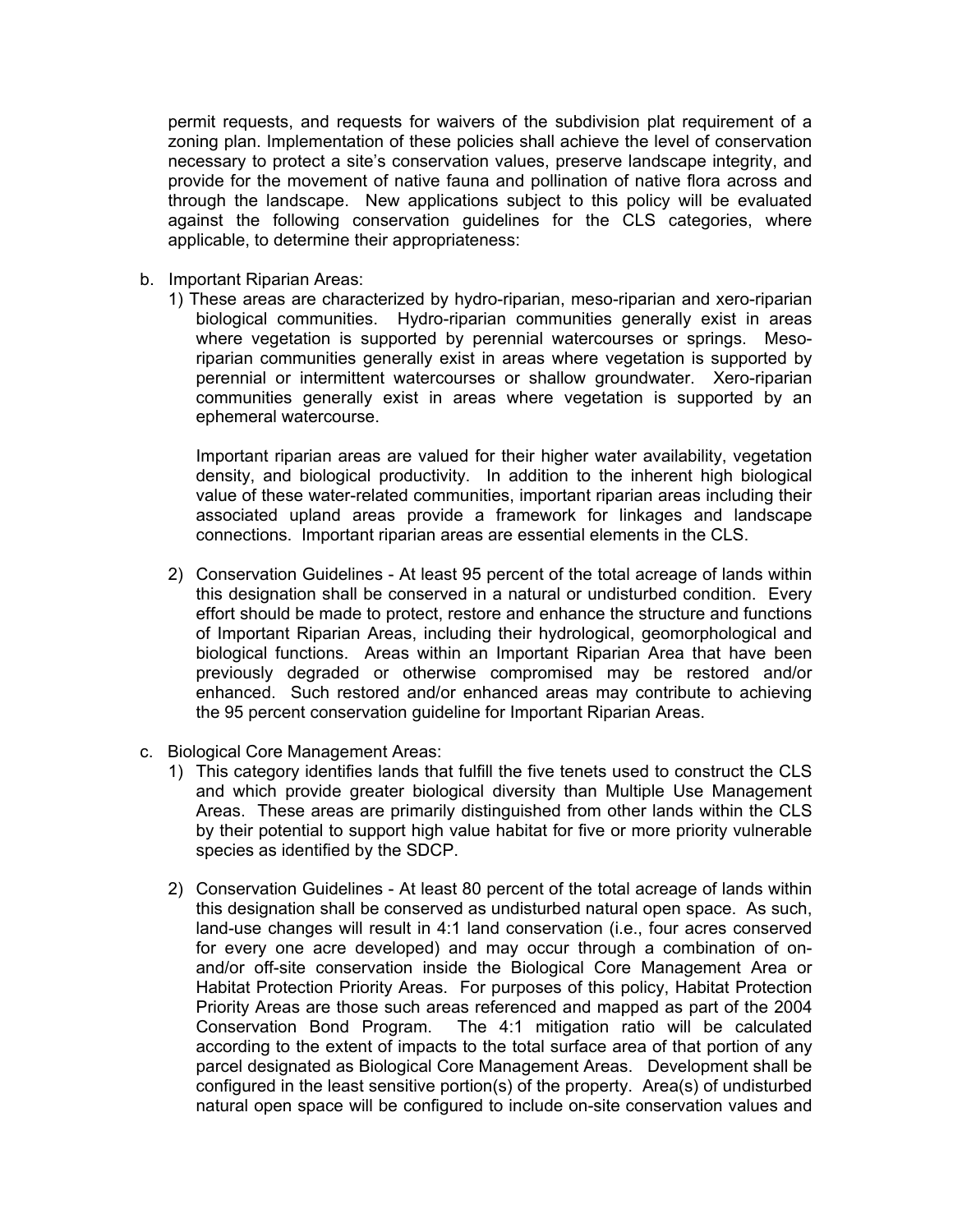permit requests, and requests for waivers of the subdivision plat requirement of a zoning plan. Implementation of these policies shall achieve the level of conservation necessary to protect a site's conservation values, preserve landscape integrity, and provide for the movement of native fauna and pollination of native flora across and through the landscape. New applications subject to this policy will be evaluated against the following conservation guidelines for the CLS categories, where applicable, to determine their appropriateness:

b. Important Riparian Areas:

1) These areas are characterized by hydro-riparian, meso-riparian and xero-riparian biological communities. Hydro-riparian communities generally exist in areas where vegetation is supported by perennial watercourses or springs. Meso-riparian communities generally exist in areas where vegetation is supported by perennial or intermittent watercourses or shallow groundwater. Xero-riparian communities generally exist in areas where vegetation is supported by an ephemeral watercourse.

   Important riparian areas are valued for their higher water availability, vegetation density, and biological productivity. In addition to the inherent high biological value of these water-related communities, important riparian areas including their associated upland areas provide a framework for linkages and landscape connections. Important riparian areas are essential elements in the CLS.

2) Conservation Guidelines - At least 95 percent of the total acreage of lands within this designation shall be conserved in a natural or undisturbed condition. Every effort should be made to protect, restore and enhance the structure and functions of Important Riparian Areas, including their hydrological, geomorphological and biological functions. Areas within an Important Riparian Area that have been previously degraded or otherwise compromised may be restored and/or enhanced. Such restored and/or enhanced areas may contribute to achieving the 95 percent conservation guideline for Important Riparian Areas.

c. Biological Core Management Areas:

1) This category identifies lands that fulfill the five tenets used to construct the CLS and which provide greater biological diversity than Multiple Use Management Areas. These areas are primarily distinguished from other lands within the CLS by their potential to support high value habitat for five or more priority vulnerable species as identified by the SDCP.

2) Conservation Guidelines - At least 80 percent of the total acreage of lands within this designation shall be conserved as undisturbed natural open space. As such, land-use changes will result in 4:1 land conservation (i.e., four acres conserved for every one acre developed) and may occur through a combination of on- and/or off-site conservation inside the Biological Core Management Area or Habitat Protection Priority Areas. For purposes of this policy, Habitat Protection Priority Areas are those such areas referenced and mapped as part of the 2004 Conservation Bond Program. The 4:1 mitigation ratio will be calculated according to the extent of impacts to the total surface area of that portion of any parcel designated as Biological Core Management Areas. Development shall be configured in the least sensitive portion(s) of the property. Area(s) of undisturbed natural open space will be configured to include on-site conservation values and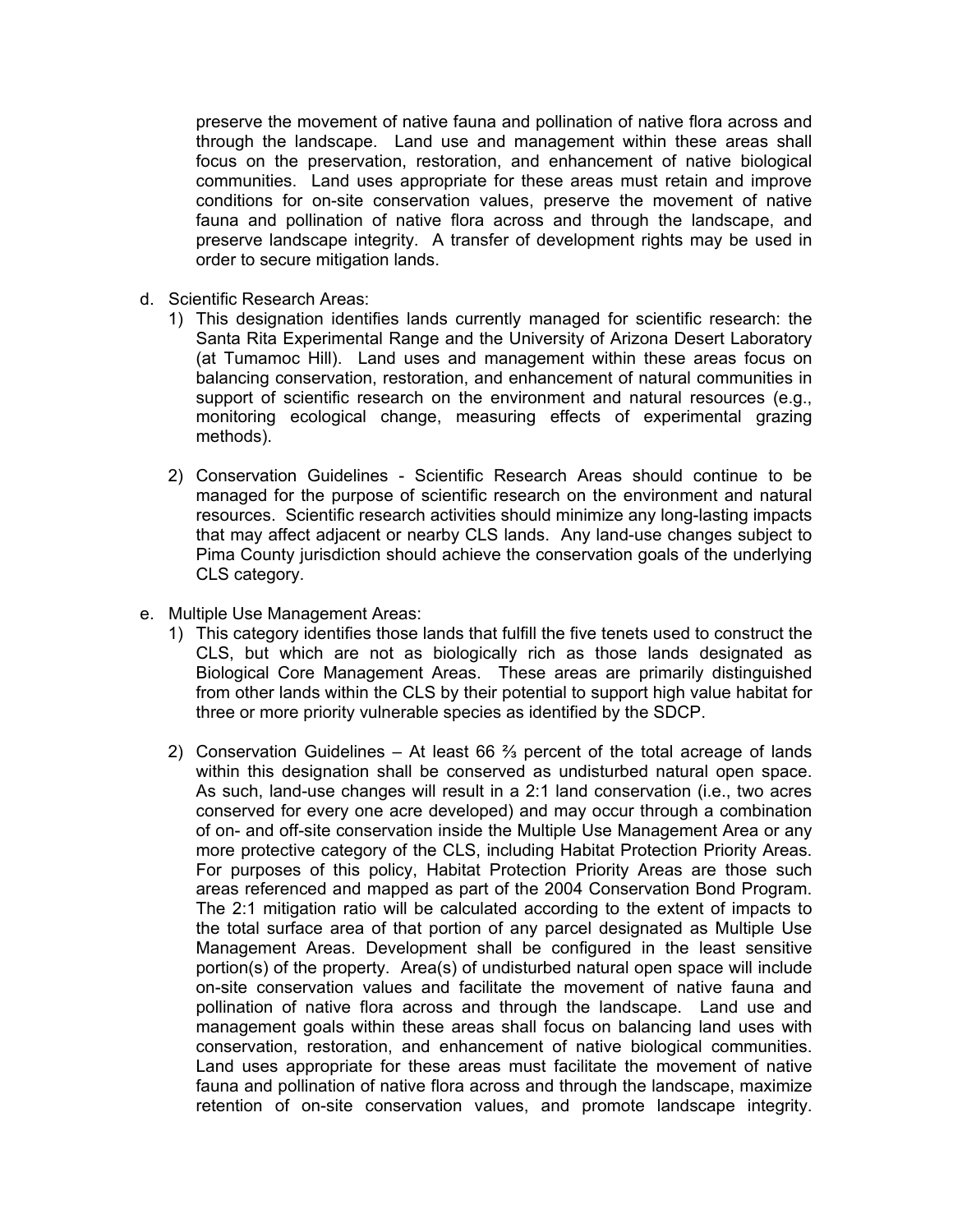preserve the movement of native fauna and pollination of native flora across and through the landscape. Land use and management within these areas shall focus on the preservation, restoration, and enhancement of native biological communities. Land uses appropriate for these areas must retain and improve conditions for on-site conservation values, preserve the movement of native fauna and pollination of native flora across and through the landscape, and preserve landscape integrity. A transfer of development rights may be used in order to secure mitigation lands.

d. Scientific Research Areas:
   1) This designation identifies lands currently managed for scientific research: the Santa Rita Experimental Range and the University of Arizona Desert Laboratory (at Tumamoc Hill). Land uses and management within these areas focus on balancing conservation, restoration, and enhancement of natural communities in support of scientific research on the environment and natural resources (e.g., monitoring ecological change, measuring effects of experimental grazing methods).

   2) Conservation Guidelines - Scientific Research Areas should continue to be managed for the purpose of scientific research on the environment and natural resources. Scientific research activities should minimize any long-lasting impacts that may affect adjacent or nearby CLS lands. Any land-use changes subject to Pima County jurisdiction should achieve the conservation goals of the underlying CLS category.

e. Multiple Use Management Areas:
   1) This category identifies those lands that fulfill the five tenets used to construct the CLS, but which are not as biologically rich as those lands designated as Biological Core Management Areas. These areas are primarily distinguished from other lands within the CLS by their potential to support high value habitat for three or more priority vulnerable species as identified by the SDCP.

   2) Conservation Guidelines – At least 66 ⅔ percent of the total acreage of lands within this designation shall be conserved as undisturbed natural open space. As such, land-use changes will result in a 2:1 land conservation (i.e., two acres conserved for every one acre developed) and may occur through a combination of on- and off-site conservation inside the Multiple Use Management Area or any more protective category of the CLS, including Habitat Protection Priority Areas. For purposes of this policy, Habitat Protection Priority Areas are those such areas referenced and mapped as part of the 2004 Conservation Bond Program. The 2:1 mitigation ratio will be calculated according to the extent of impacts to the total surface area of that portion of any parcel designated as Multiple Use Management Areas. Development shall be configured in the least sensitive portion(s) of the property. Area(s) of undisturbed natural open space will include on-site conservation values and facilitate the movement of native fauna and pollination of native flora across and through the landscape. Land use and management goals within these areas shall focus on balancing land uses with conservation, restoration, and enhancement of native biological communities. Land uses appropriate for these areas must facilitate the movement of native fauna and pollination of native flora across and through the landscape, maximize retention of on-site conservation values, and promote landscape integrity.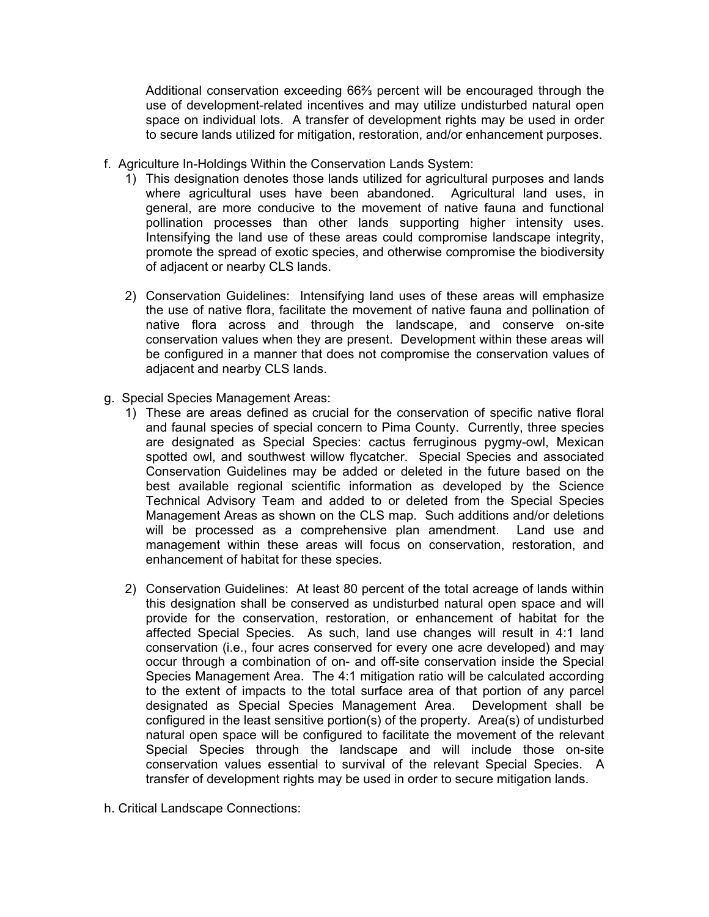Additional conservation exceeding 66⅔ percent will be encouraged through the use of development-related incentives and may utilize undisturbed natural open space on individual lots. A transfer of development rights may be used in order to secure lands utilized for mitigation, restoration, and/or enhancement purposes.

f. Agriculture In-Holdings Within the Conservation Lands System:

1) This designation denotes those lands utilized for agricultural purposes and lands where agricultural uses have been abandoned. Agricultural land uses, in general, are more conducive to the movement of native fauna and functional pollination processes than other lands supporting higher intensity uses. Intensifying the land use of these areas could compromise landscape integrity, promote the spread of exotic species, and otherwise compromise the biodiversity of adjacent or nearby CLS lands.

2) Conservation Guidelines: Intensifying land uses of these areas will emphasize the use of native flora, facilitate the movement of native fauna and pollination of native flora across and through the landscape, and conserve on-site conservation values when they are present. Development within these areas will be configured in a manner that does not compromise the conservation values of adjacent and nearby CLS lands.

g. Special Species Management Areas:

1) These are areas defined as crucial for the conservation of specific native floral and faunal species of special concern to Pima County. Currently, three species are designated as Special Species: cactus ferruginous pygmy-owl, Mexican spotted owl, and southwest willow flycatcher. Special Species and associated Conservation Guidelines may be added or deleted in the future based on the best available regional scientific information as developed by the Science Technical Advisory Team and added to or deleted from the Special Species Management Areas as shown on the CLS map. Such additions and/or deletions will be processed as a comprehensive plan amendment. Land use and management within these areas will focus on conservation, restoration, and enhancement of habitat for these species.

2) Conservation Guidelines: At least 80 percent of the total acreage of lands within this designation shall be conserved as undisturbed natural open space and will provide for the conservation, restoration, or enhancement of habitat for the affected Special Species. As such, land use changes will result in 4:1 land conservation (i.e., four acres conserved for every one acre developed) and may occur through a combination of on- and off-site conservation inside the Special Species Management Area. The 4:1 mitigation ratio will be calculated according to the extent of impacts to the total surface area of that portion of any parcel designated as Special Species Management Area. Development shall be configured in the least sensitive portion(s) of the property. Area(s) of undisturbed natural open space will be configured to facilitate the movement of the relevant Special Species through the landscape and will include those on-site conservation values essential to survival of the relevant Special Species. A transfer of development rights may be used in order to secure mitigation lands.

h. Critical Landscape Connections: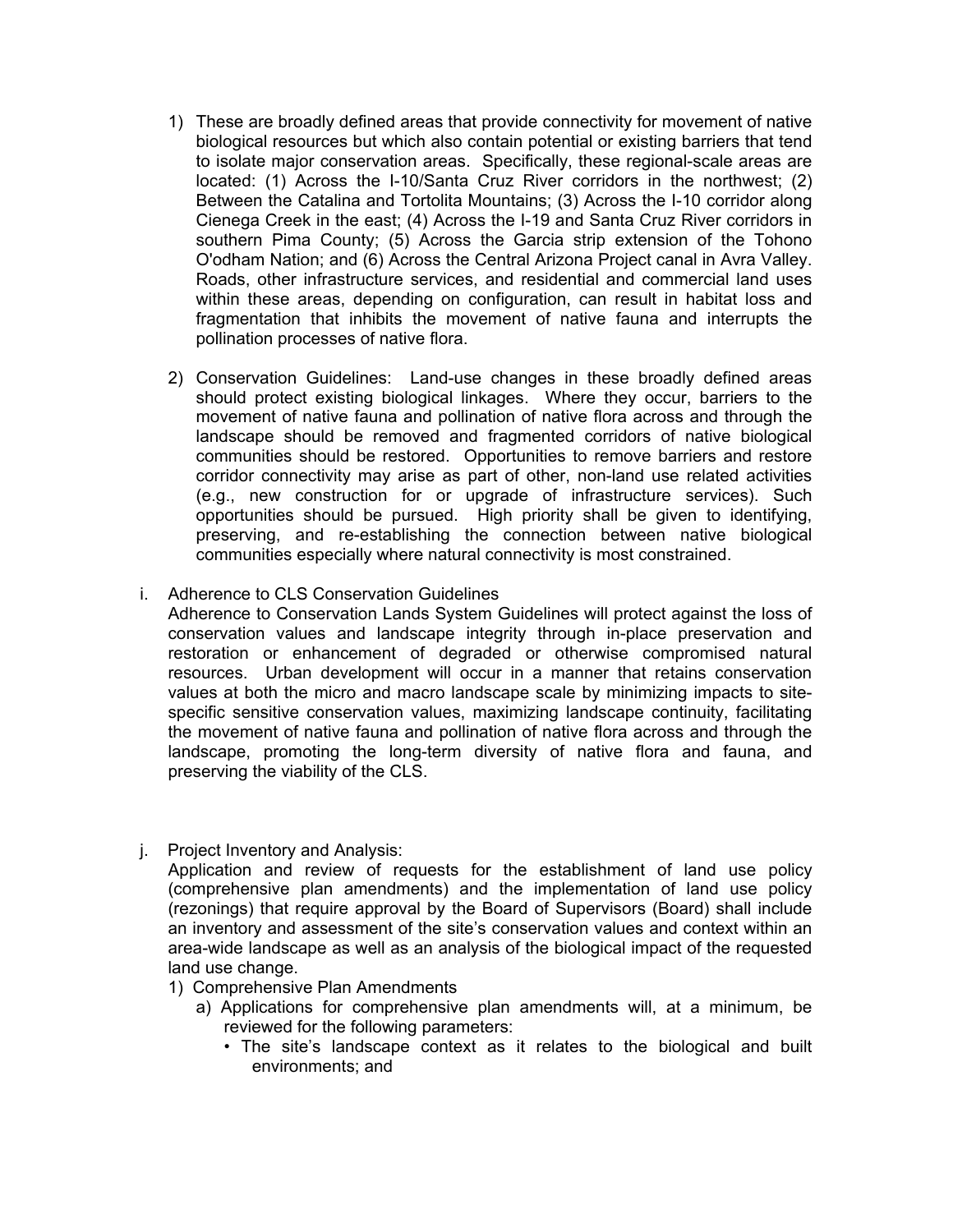1) These are broadly defined areas that provide connectivity for movement of native biological resources but which also contain potential or existing barriers that tend to isolate major conservation areas. Specifically, these regional-scale areas are located: (1) Across the I-10/Santa Cruz River corridors in the northwest; (2) Between the Catalina and Tortolita Mountains; (3) Across the I-10 corridor along Cienega Creek in the east; (4) Across the I-19 and Santa Cruz River corridors in southern Pima County; (5) Across the Garcia strip extension of the Tohono O'odham Nation; and (6) Across the Central Arizona Project canal in Avra Valley. Roads, other infrastructure services, and residential and commercial land uses within these areas, depending on configuration, can result in habitat loss and fragmentation that inhibits the movement of native fauna and interrupts the pollination processes of native flora.

2) Conservation Guidelines: Land-use changes in these broadly defined areas should protect existing biological linkages. Where they occur, barriers to the movement of native fauna and pollination of native flora across and through the landscape should be removed and fragmented corridors of native biological communities should be restored. Opportunities to remove barriers and restore corridor connectivity may arise as part of other, non-land use related activities (e.g., new construction for or upgrade of infrastructure services). Such opportunities should be pursued. High priority shall be given to identifying, preserving, and re-establishing the connection between native biological communities especially where natural connectivity is most constrained.

i. Adherence to CLS Conservation Guidelines

Adherence to Conservation Lands System Guidelines will protect against the loss of conservation values and landscape integrity through in-place preservation and restoration or enhancement of degraded or otherwise compromised natural resources. Urban development will occur in a manner that retains conservation values at both the micro and macro landscape scale by minimizing impacts to site-specific sensitive conservation values, maximizing landscape continuity, facilitating the movement of native fauna and pollination of native flora across and through the landscape, promoting the long-term diversity of native flora and fauna, and preserving the viability of the CLS.

j. Project Inventory and Analysis:

Application and review of requests for the establishment of land use policy (comprehensive plan amendments) and the implementation of land use policy (rezonings) that require approval by the Board of Supervisors (Board) shall include an inventory and assessment of the site's conservation values and context within an area-wide landscape as well as an analysis of the biological impact of the requested land use change.

1) Comprehensive Plan Amendments
   a) Applications for comprehensive plan amendments will, at a minimum, be reviewed for the following parameters:
      - The site's landscape context as it relates to the biological and built environments; and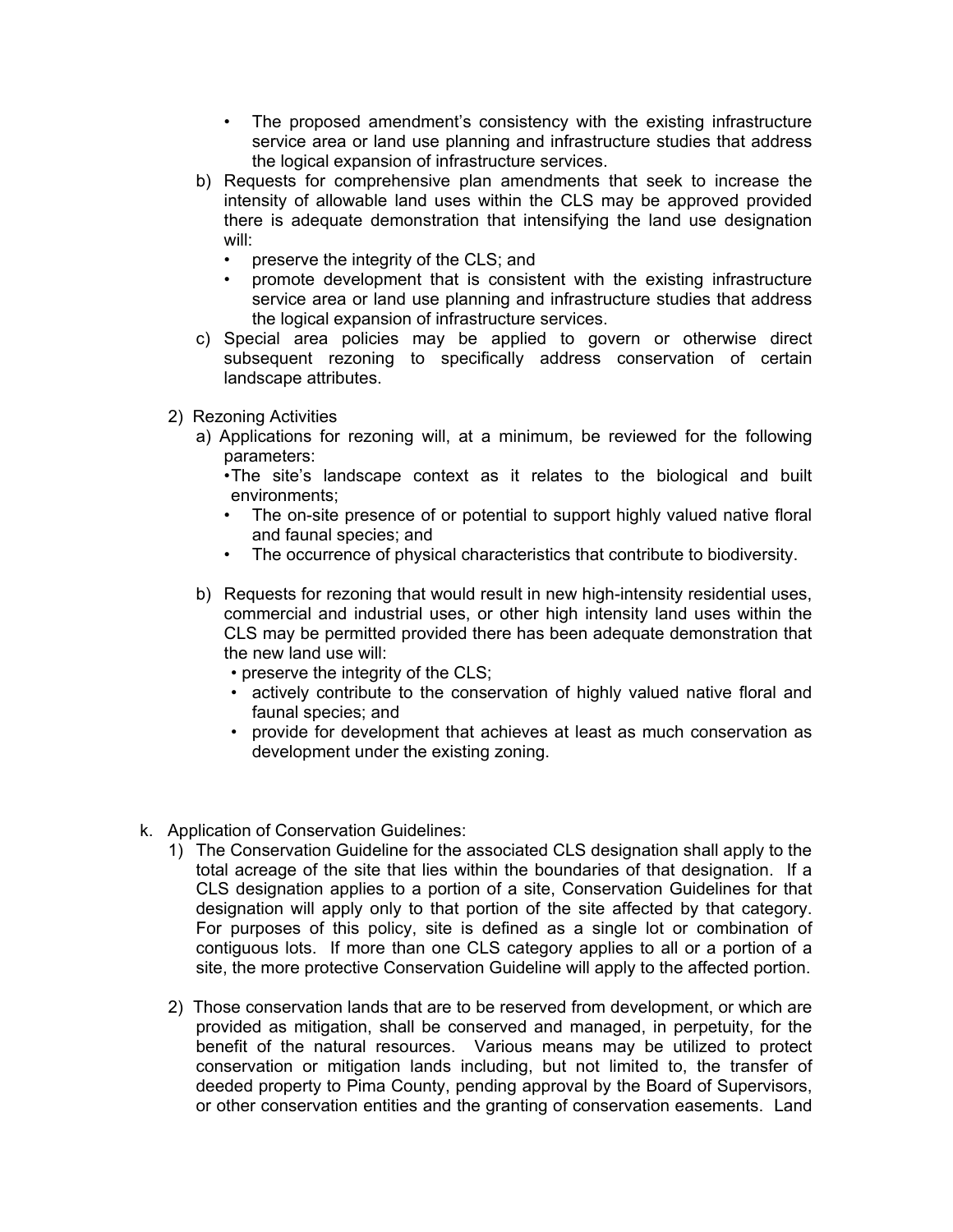- The proposed amendment's consistency with the existing infrastructure service area or land use planning and infrastructure studies that address the logical expansion of infrastructure services.

b) Requests for comprehensive plan amendments that seek to increase the intensity of allowable land uses within the CLS may be approved provided there is adequate demonstration that intensifying the land use designation will:
   - preserve the integrity of the CLS; and
   - promote development that is consistent with the existing infrastructure service area or land use planning and infrastructure studies that address the logical expansion of infrastructure services.

c) Special area policies may be applied to govern or otherwise direct subsequent rezoning to specifically address conservation of certain landscape attributes.

2) Rezoning Activities

a) Applications for rezoning will, at a minimum, be reviewed for the following parameters:
   - The site's landscape context as it relates to the biological and built environments;
   - The on-site presence of or potential to support highly valued native floral and faunal species; and
   - The occurrence of physical characteristics that contribute to biodiversity.

b) Requests for rezoning that would result in new high-intensity residential uses, commercial and industrial uses, or other high intensity land uses within the CLS may be permitted provided there has been adequate demonstration that the new land use will:
   - preserve the integrity of the CLS;
   - actively contribute to the conservation of highly valued native floral and faunal species; and
   - provide for development that achieves at least as much conservation as development under the existing zoning.

k. Application of Conservation Guidelines:

1) The Conservation Guideline for the associated CLS designation shall apply to the total acreage of the site that lies within the boundaries of that designation. If a CLS designation applies to a portion of a site, Conservation Guidelines for that designation will apply only to that portion of the site affected by that category. For purposes of this policy, site is defined as a single lot or combination of contiguous lots. If more than one CLS category applies to all or a portion of a site, the more protective Conservation Guideline will apply to the affected portion.

2) Those conservation lands that are to be reserved from development, or which are provided as mitigation, shall be conserved and managed, in perpetuity, for the benefit of the natural resources. Various means may be utilized to protect conservation or mitigation lands including, but not limited to, the transfer of deeded property to Pima County, pending approval by the Board of Supervisors, or other conservation entities and the granting of conservation easements. Land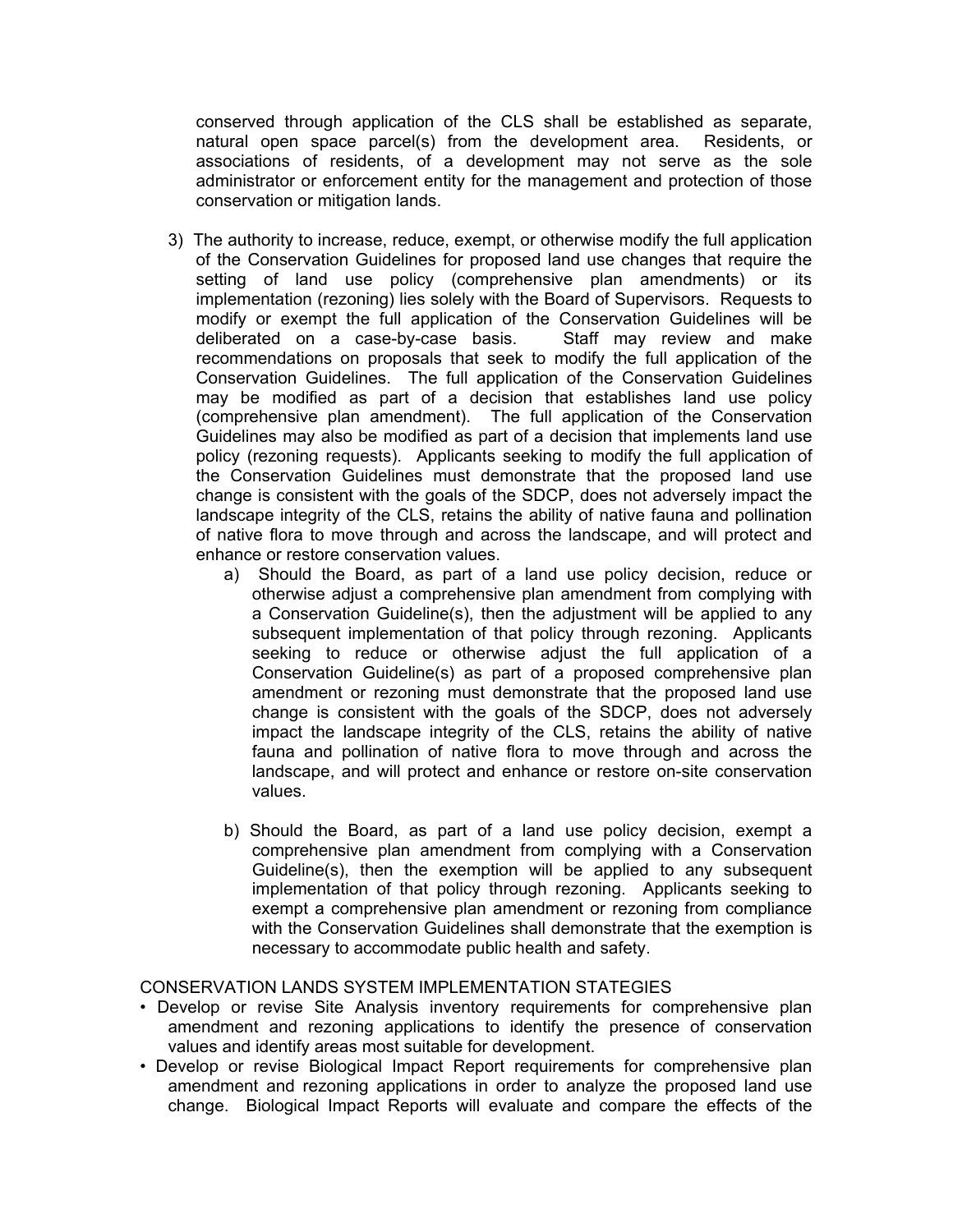conserved through application of the CLS shall be established as separate, natural open space parcel(s) from the development area. Residents, or associations of residents, of a development may not serve as the sole administrator or enforcement entity for the management and protection of those conservation or mitigation lands.

3) The authority to increase, reduce, exempt, or otherwise modify the full application of the Conservation Guidelines for proposed land use changes that require the setting of land use policy (comprehensive plan amendments) or its implementation (rezoning) lies solely with the Board of Supervisors. Requests to modify or exempt the full application of the Conservation Guidelines will be deliberated on a case-by-case basis. Staff may review and make recommendations on proposals that seek to modify the full application of the Conservation Guidelines. The full application of the Conservation Guidelines may be modified as part of a decision that establishes land use policy (comprehensive plan amendment). The full application of the Conservation Guidelines may also be modified as part of a decision that implements land use policy (rezoning requests). Applicants seeking to modify the full application of the Conservation Guidelines must demonstrate that the proposed land use change is consistent with the goals of the SDCP, does not adversely impact the landscape integrity of the CLS, retains the ability of native fauna and pollination of native flora to move through and across the landscape, and will protect and enhance or restore conservation values.

   a) Should the Board, as part of a land use policy decision, reduce or otherwise adjust a comprehensive plan amendment from complying with a Conservation Guideline(s), then the adjustment will be applied to any subsequent implementation of that policy through rezoning. Applicants seeking to reduce or otherwise adjust the full application of a Conservation Guideline(s) as part of a proposed comprehensive plan amendment or rezoning must demonstrate that the proposed land use change is consistent with the goals of the SDCP, does not adversely impact the landscape integrity of the CLS, retains the ability of native fauna and pollination of native flora to move through and across the landscape, and will protect and enhance or restore on-site conservation values.

   b) Should the Board, as part of a land use policy decision, exempt a comprehensive plan amendment from complying with a Conservation Guideline(s), then the exemption will be applied to any subsequent implementation of that policy through rezoning. Applicants seeking to exempt a comprehensive plan amendment or rezoning from compliance with the Conservation Guidelines shall demonstrate that the exemption is necessary to accommodate public health and safety.

CONSERVATION LANDS SYSTEM IMPLEMENTATION STATEGIES

- Develop or revise Site Analysis inventory requirements for comprehensive plan amendment and rezoning applications to identify the presence of conservation values and identify areas most suitable for development.
- Develop or revise Biological Impact Report requirements for comprehensive plan amendment and rezoning applications in order to analyze the proposed land use change. Biological Impact Reports will evaluate and compare the effects of the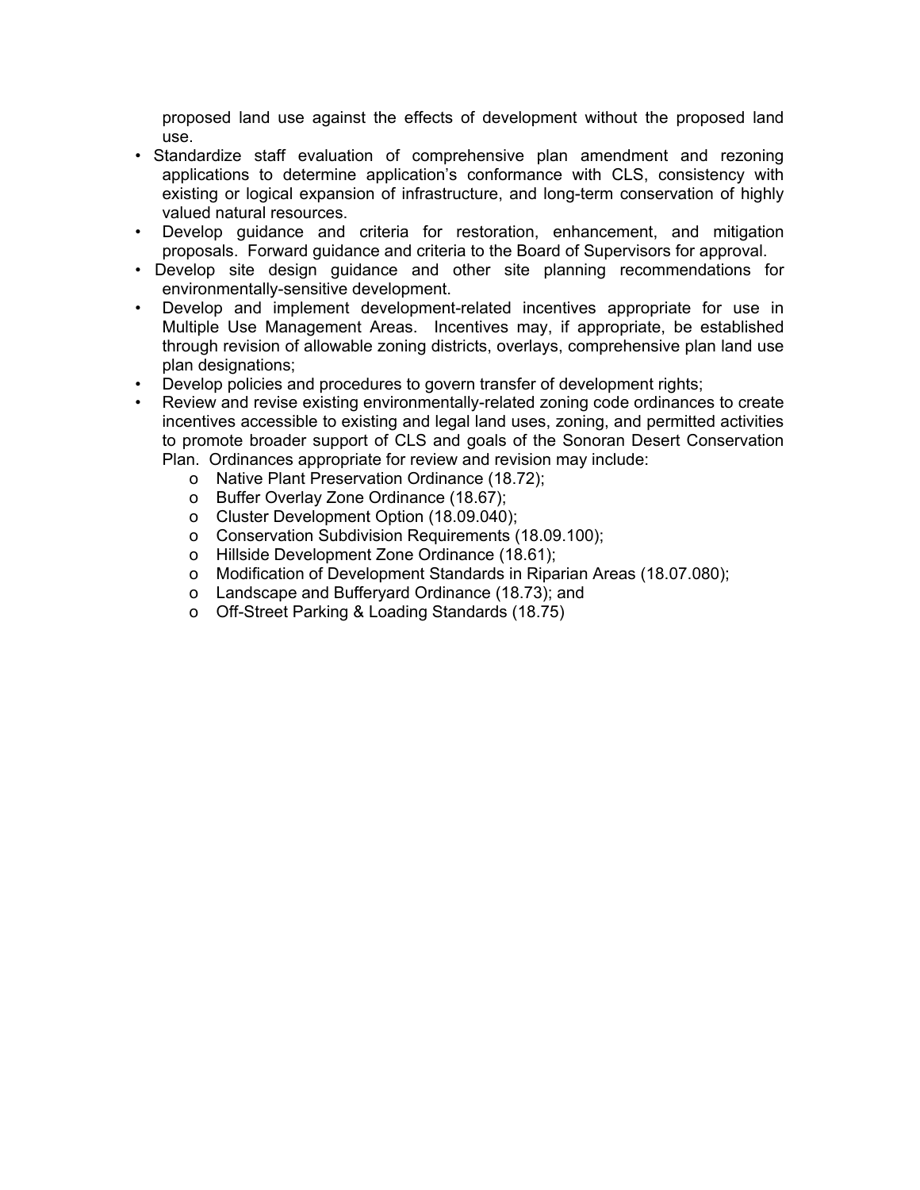proposed land use against the effects of development without the proposed land use.

- Standardize staff evaluation of comprehensive plan amendment and rezoning applications to determine application's conformance with CLS, consistency with existing or logical expansion of infrastructure, and long-term conservation of highly valued natural resources.
- Develop guidance and criteria for restoration, enhancement, and mitigation proposals. Forward guidance and criteria to the Board of Supervisors for approval.
- Develop site design guidance and other site planning recommendations for environmentally-sensitive development.
- Develop and implement development-related incentives appropriate for use in Multiple Use Management Areas. Incentives may, if appropriate, be established through revision of allowable zoning districts, overlays, comprehensive plan land use plan designations;
- Develop policies and procedures to govern transfer of development rights;
- Review and revise existing environmentally-related zoning code ordinances to create incentives accessible to existing and legal land uses, zoning, and permitted activities to promote broader support of CLS and goals of the Sonoran Desert Conservation Plan. Ordinances appropriate for review and revision may include:
  - Native Plant Preservation Ordinance (18.72);
  - Buffer Overlay Zone Ordinance (18.67);
  - Cluster Development Option (18.09.040);
  - Conservation Subdivision Requirements (18.09.100);
  - Hillside Development Zone Ordinance (18.61);
  - Modification of Development Standards in Riparian Areas (18.07.080);
  - Landscape and Bufferyard Ordinance (18.73); and
  - Off-Street Parking & Loading Standards (18.75)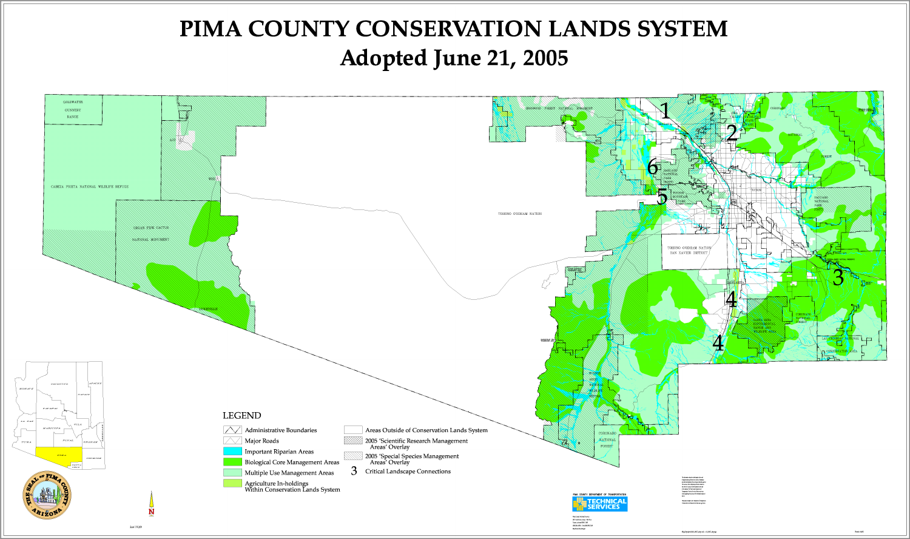# PIMA COUNTY CONSERVATION LANDS SYSTEM

## Adopted June 21, 2005

LEGEND

- Administrative Boundaries
- Major Roads
- Important Riparian Areas
- Biological Core Management Areas
- Multiple Use Management Areas
- Agriculture In-holdings Within Conservation Lands System
- Areas Outside of Conservation Lands System
- 2005 'Scientific Research Management Areas' Overlay
- 2005 'Special Species Management Areas' Overlay
- 3 Critical Landscape Connections

GOLDWATER GUNNERY RANGE

CABEZA PRIETA NATIONAL WILDLIFE REFUGE

AJO

WHY

ORGAN PIPE CACTUS NATIONAL MONUMENT

LUKEVILLE

TOHONO O'ODHAM NATION

IRONWOOD FOREST NATIONAL MONUMENT

MARANA

ORO VALLEY

CATALINA STATE PARK

CORONADO NATIONAL FOREST

SAGUARO NATIONAL PARK (WEST)

TUCSON MOUNTAIN PARK

TUCSON

SAGUARO NATIONAL PARK (EAST)

TOHONO O'ODHAM NATION SAN XAVIER DISTRICT

SAHUARITA

SANTA RITA EXPERIMENTAL RANGE AND WILDLIFE AREA

CORONADO NATIONAL FOREST

LAS CIENEGAS NATIONAL CONSERVATION AREA

BUENOS AIRES NATIONAL WILDLIFE REFUGE

CORONADO NATIONAL FOREST

MOHAVE

COCONINO

APACHE

NAVAJO

YAVAPAI

LA PAZ

MARICOPA

GILA

GREENLEE

YUMA

PINAL

GRAHAM

PIMA

COCHISE

SANTA CRUZ

THE SEAL OF PIMA COUNTY ARIZONA

PIMA COUNTY DEPARTMENT OF TRANSPORTATION

TECHNICAL SERVICES